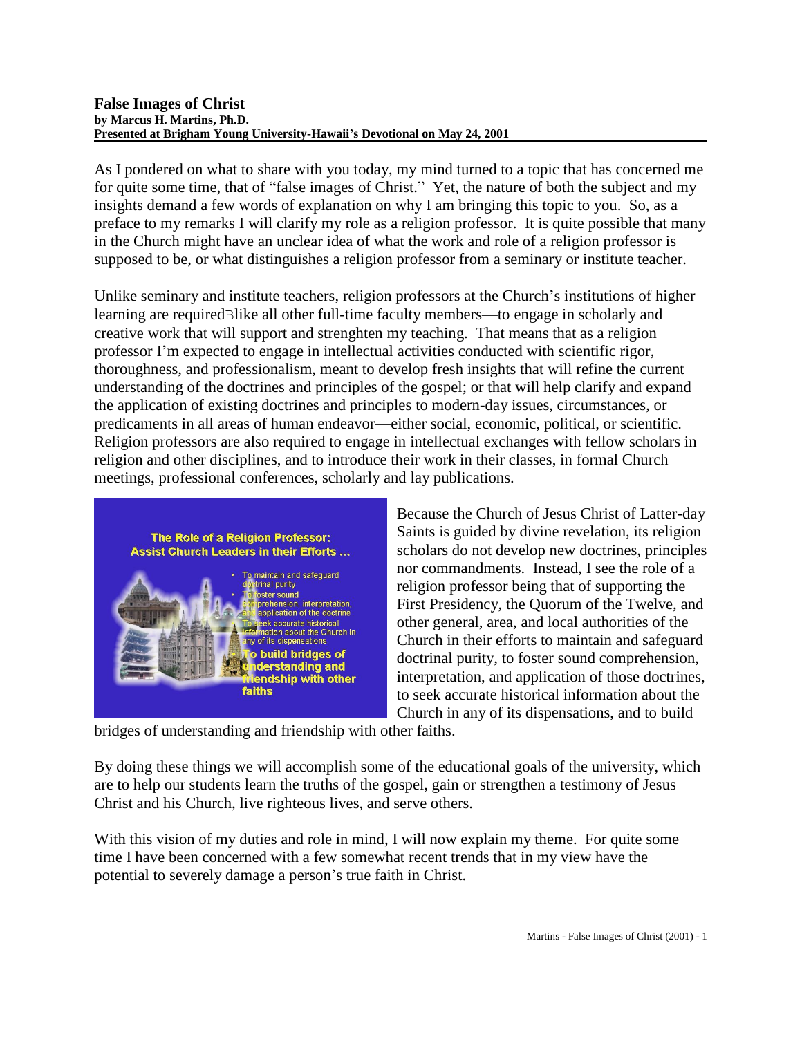# False Images of Christ

**by Marcus H. Martins, Ph.D.**
**Presented at Brigham Young University-Hawaii's Devotional on May 24, 2001**

As I pondered on what to share with you today, my mind turned to a topic that has concerned me for quite some time, that of "false images of Christ." Yet, the nature of both the subject and my insights demand a few words of explanation on why I am bringing this topic to you. So, as a preface to my remarks I will clarify my role as a religion professor. It is quite possible that many in the Church might have an unclear idea of what the work and role of a religion professor is supposed to be, or what distinguishes a religion professor from a seminary or institute teacher.

Unlike seminary and institute teachers, religion professors at the Church's institutions of higher learning are requiredBlike all other full-time faculty members—to engage in scholarly and creative work that will support and strenghten my teaching. That means that as a religion professor I'm expected to engage in intellectual activities conducted with scientific rigor, thoroughness, and professionalism, meant to develop fresh insights that will refine the current understanding of the doctrines and principles of the gospel; or that will help clarify and expand the application of existing doctrines and principles to modern-day issues, circumstances, or predicaments in all areas of human endeavor—either social, economic, political, or scientific. Religion professors are also required to engage in intellectual exchanges with fellow scholars in religion and other disciplines, and to introduce their work in their classes, in formal Church meetings, professional conferences, scholarly and lay publications.

Because the Church of Jesus Christ of Latter-day Saints is guided by divine revelation, its religion scholars do not develop new doctrines, principles nor commandments. Instead, I see the role of a religion professor being that of supporting the First Presidency, the Quorum of the Twelve, and other general, area, and local authorities of the Church in their efforts to maintain and safeguard doctrinal purity, to foster sound comprehension, interpretation, and application of those doctrines, to seek accurate historical information about the Church in any of its dispensations, and to build bridges of understanding and friendship with other faiths.

By doing these things we will accomplish some of the educational goals of the university, which are to help our students learn the truths of the gospel, gain or strengthen a testimony of Jesus Christ and his Church, live righteous lives, and serve others.

With this vision of my duties and role in mind, I will now explain my theme. For quite some time I have been concerned with a few somewhat recent trends that in my view have the potential to severely damage a person's true faith in Christ.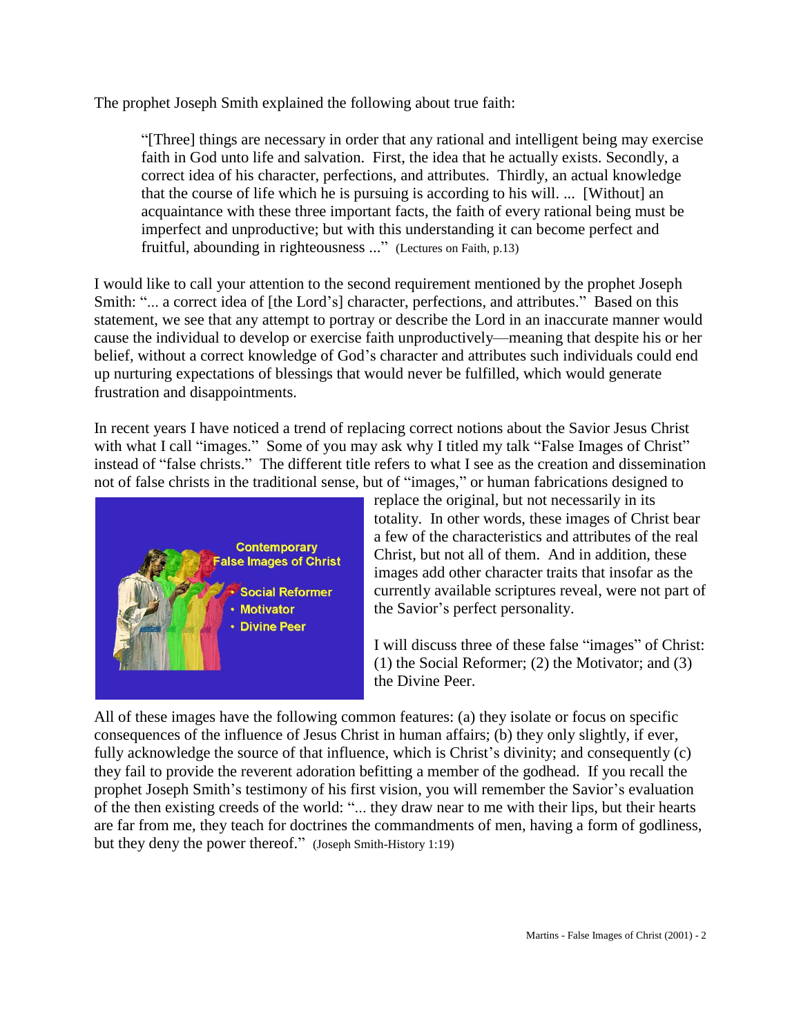The prophet Joseph Smith explained the following about true faith:

> "[Three] things are necessary in order that any rational and intelligent being may exercise faith in God unto life and salvation. First, the idea that he actually exists. Secondly, a correct idea of his character, perfections, and attributes. Thirdly, an actual knowledge that the course of life which he is pursuing is according to his will. ... [Without] an acquaintance with these three important facts, the faith of every rational being must be imperfect and unproductive; but with this understanding it can become perfect and fruitful, abounding in righteousness ..." (Lectures on Faith, p.13)

I would like to call your attention to the second requirement mentioned by the prophet Joseph Smith: "... a correct idea of [the Lord's] character, perfections, and attributes." Based on this statement, we see that any attempt to portray or describe the Lord in an inaccurate manner would cause the individual to develop or exercise faith unproductively—meaning that despite his or her belief, without a correct knowledge of God's character and attributes such individuals could end up nurturing expectations of blessings that would never be fulfilled, which would generate frustration and disappointments.

In recent years I have noticed a trend of replacing correct notions about the Savior Jesus Christ with what I call "images." Some of you may ask why I titled my talk "False Images of Christ" instead of "false christs." The different title refers to what I see as the creation and dissemination not of false christs in the traditional sense, but of "images," or human fabrications designed to replace the original, but not necessarily in its totality. In other words, these images of Christ bear a few of the characteristics and attributes of the real Christ, but not all of them. And in addition, these images add other character traits that insofar as the currently available scriptures reveal, were not part of the Savior's perfect personality.

Contemporary False Images of Christ
- Social Reformer
- Motivator
- Divine Peer

I will discuss three of these false "images" of Christ: (1) the Social Reformer; (2) the Motivator; and (3) the Divine Peer.

All of these images have the following common features: (a) they isolate or focus on specific consequences of the influence of Jesus Christ in human affairs; (b) they only slightly, if ever, fully acknowledge the source of that influence, which is Christ's divinity; and consequently (c) they fail to provide the reverent adoration befitting a member of the godhead. If you recall the prophet Joseph Smith's testimony of his first vision, you will remember the Savior's evaluation of the then existing creeds of the world: "... they draw near to me with their lips, but their hearts are far from me, they teach for doctrines the commandments of men, having a form of godliness, but they deny the power thereof." (Joseph Smith-History 1:19)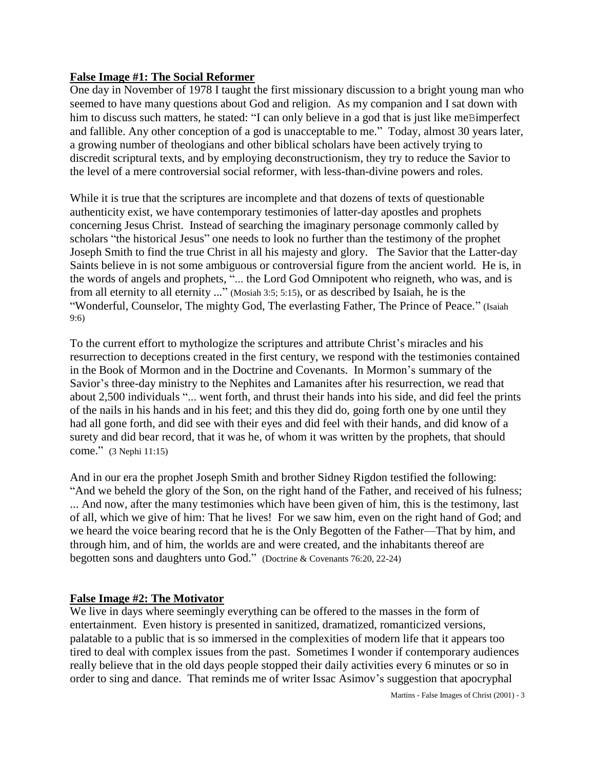**False Image #1: The Social Reformer**

One day in November of 1978 I taught the first missionary discussion to a bright young man who seemed to have many questions about God and religion. As my companion and I sat down with him to discuss such matters, he stated: "I can only believe in a god that is just like meBimperfect and fallible. Any other conception of a god is unacceptable to me." Today, almost 30 years later, a growing number of theologians and other biblical scholars have been actively trying to discredit scriptural texts, and by employing deconstructionism, they try to reduce the Savior to the level of a mere controversial social reformer, with less-than-divine powers and roles.

While it is true that the scriptures are incomplete and that dozens of texts of questionable authenticity exist, we have contemporary testimonies of latter-day apostles and prophets concerning Jesus Christ. Instead of searching the imaginary personage commonly called by scholars "the historical Jesus" one needs to look no further than the testimony of the prophet Joseph Smith to find the true Christ in all his majesty and glory. The Savior that the Latter-day Saints believe in is not some ambiguous or controversial figure from the ancient world. He is, in the words of angels and prophets, "... the Lord God Omnipotent who reigneth, who was, and is from all eternity to all eternity ..." (Mosiah 3:5; 5:15), or as described by Isaiah, he is the "Wonderful, Counselor, The mighty God, The everlasting Father, The Prince of Peace." (Isaiah 9:6)

To the current effort to mythologize the scriptures and attribute Christ's miracles and his resurrection to deceptions created in the first century, we respond with the testimonies contained in the Book of Mormon and in the Doctrine and Covenants. In Mormon's summary of the Savior's three-day ministry to the Nephites and Lamanites after his resurrection, we read that about 2,500 individuals "... went forth, and thrust their hands into his side, and did feel the prints of the nails in his hands and in his feet; and this they did do, going forth one by one until they had all gone forth, and did see with their eyes and did feel with their hands, and did know of a surety and did bear record, that it was he, of whom it was written by the prophets, that should come." (3 Nephi 11:15)

And in our era the prophet Joseph Smith and brother Sidney Rigdon testified the following: "And we beheld the glory of the Son, on the right hand of the Father, and received of his fulness; ... And now, after the many testimonies which have been given of him, this is the testimony, last of all, which we give of him: That he lives! For we saw him, even on the right hand of God; and we heard the voice bearing record that he is the Only Begotten of the Father—That by him, and through him, and of him, the worlds are and were created, and the inhabitants thereof are begotten sons and daughters unto God." (Doctrine & Covenants 76:20, 22-24)

**False Image #2: The Motivator**

We live in days where seemingly everything can be offered to the masses in the form of entertainment. Even history is presented in sanitized, dramatized, romanticized versions, palatable to a public that is so immersed in the complexities of modern life that it appears too tired to deal with complex issues from the past. Sometimes I wonder if contemporary audiences really believe that in the old days people stopped their daily activities every 6 minutes or so in order to sing and dance. That reminds me of writer Issac Asimov's suggestion that apocryphal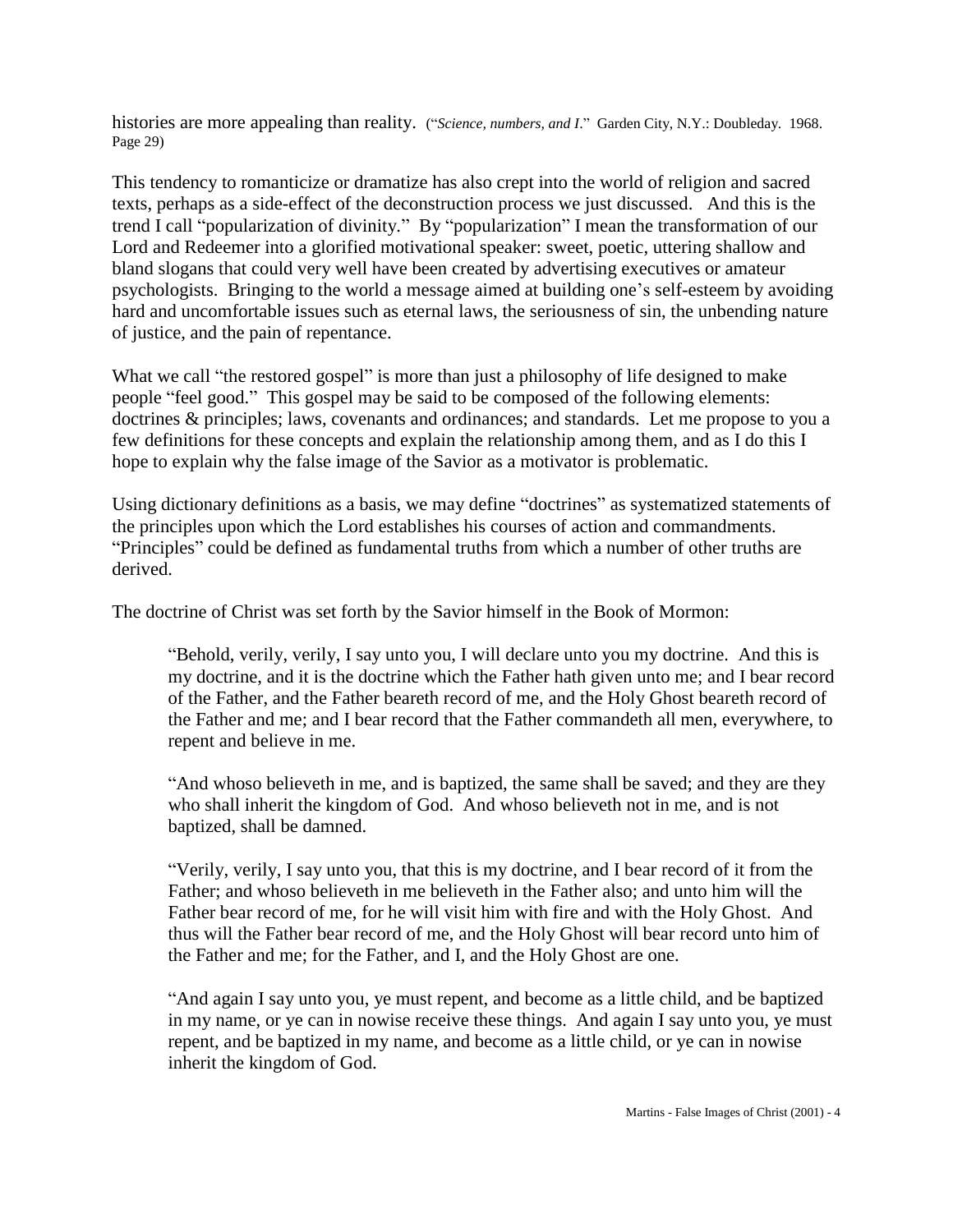histories are more appealing than reality. ("*Science, numbers, and I*." Garden City, N.Y.: Doubleday. 1968. Page 29)

This tendency to romanticize or dramatize has also crept into the world of religion and sacred texts, perhaps as a side-effect of the deconstruction process we just discussed. And this is the trend I call "popularization of divinity." By "popularization" I mean the transformation of our Lord and Redeemer into a glorified motivational speaker: sweet, poetic, uttering shallow and bland slogans that could very well have been created by advertising executives or amateur psychologists. Bringing to the world a message aimed at building one's self-esteem by avoiding hard and uncomfortable issues such as eternal laws, the seriousness of sin, the unbending nature of justice, and the pain of repentance.

What we call "the restored gospel" is more than just a philosophy of life designed to make people "feel good." This gospel may be said to be composed of the following elements: doctrines & principles; laws, covenants and ordinances; and standards. Let me propose to you a few definitions for these concepts and explain the relationship among them, and as I do this I hope to explain why the false image of the Savior as a motivator is problematic.

Using dictionary definitions as a basis, we may define "doctrines" as systematized statements of the principles upon which the Lord establishes his courses of action and commandments. "Principles" could be defined as fundamental truths from which a number of other truths are derived.

The doctrine of Christ was set forth by the Savior himself in the Book of Mormon:

> "Behold, verily, verily, I say unto you, I will declare unto you my doctrine. And this is my doctrine, and it is the doctrine which the Father hath given unto me; and I bear record of the Father, and the Father beareth record of me, and the Holy Ghost beareth record of the Father and me; and I bear record that the Father commandeth all men, everywhere, to repent and believe in me.
>
> "And whoso believeth in me, and is baptized, the same shall be saved; and they are they who shall inherit the kingdom of God. And whoso believeth not in me, and is not baptized, shall be damned.
>
> "Verily, verily, I say unto you, that this is my doctrine, and I bear record of it from the Father; and whoso believeth in me believeth in the Father also; and unto him will the Father bear record of me, for he will visit him with fire and with the Holy Ghost. And thus will the Father bear record of me, and the Holy Ghost will bear record unto him of the Father and me; for the Father, and I, and the Holy Ghost are one.
>
> "And again I say unto you, ye must repent, and become as a little child, and be baptized in my name, or ye can in nowise receive these things. And again I say unto you, ye must repent, and be baptized in my name, and become as a little child, or ye can in nowise inherit the kingdom of God.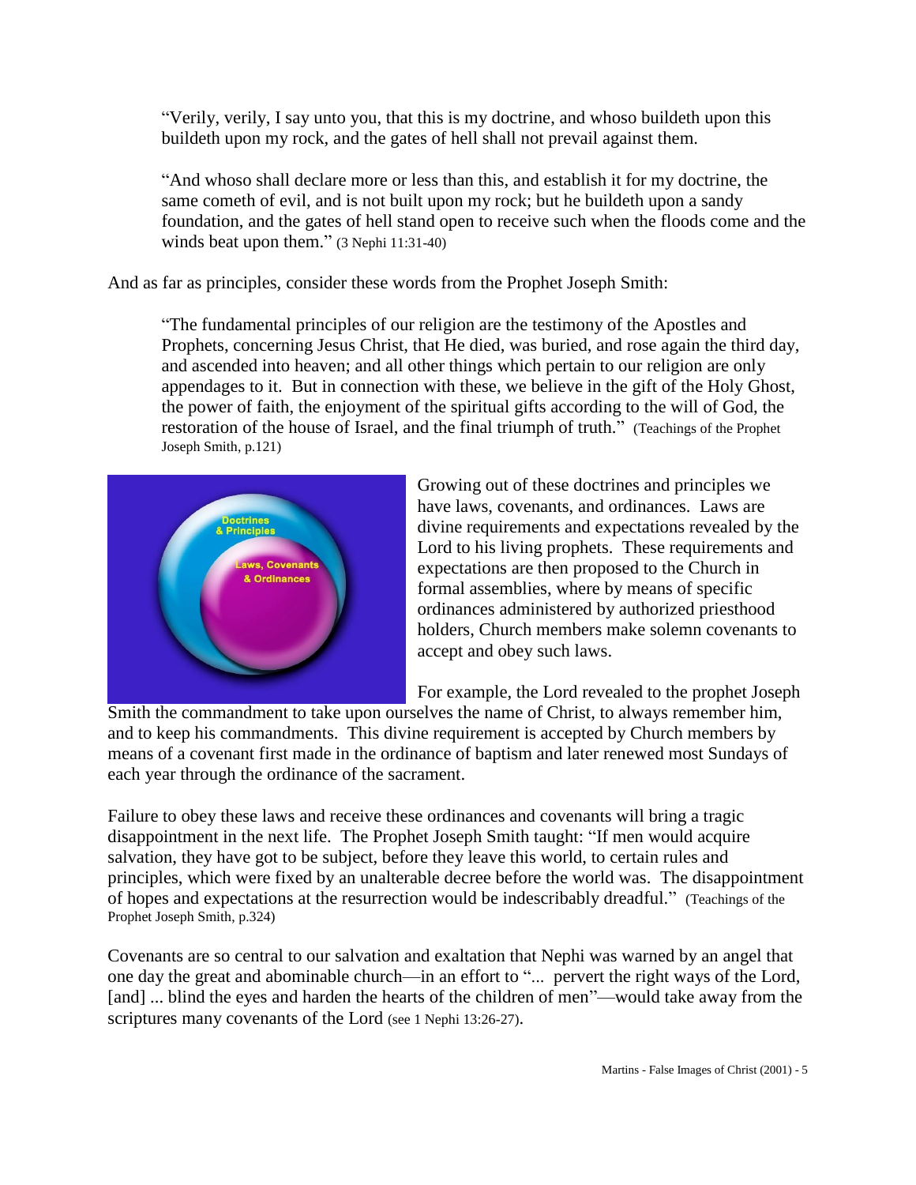> "Verily, verily, I say unto you, that this is my doctrine, and whoso buildeth upon this buildeth upon my rock, and the gates of hell shall not prevail against them.
>
> "And whoso shall declare more or less than this, and establish it for my doctrine, the same cometh of evil, and is not built upon my rock; but he buildeth upon a sandy foundation, and the gates of hell stand open to receive such when the floods come and the winds beat upon them." (3 Nephi 11:31-40)

And as far as principles, consider these words from the Prophet Joseph Smith:

> "The fundamental principles of our religion are the testimony of the Apostles and Prophets, concerning Jesus Christ, that He died, was buried, and rose again the third day, and ascended into heaven; and all other things which pertain to our religion are only appendages to it. But in connection with these, we believe in the gift of the Holy Ghost, the power of faith, the enjoyment of the spiritual gifts according to the will of God, the restoration of the house of Israel, and the final triumph of truth." (Teachings of the Prophet Joseph Smith, p.121)

Growing out of these doctrines and principles we have laws, covenants, and ordinances. Laws are divine requirements and expectations revealed by the Lord to his living prophets. These requirements and expectations are then proposed to the Church in formal assemblies, where by means of specific ordinances administered by authorized priesthood holders, Church members make solemn covenants to accept and obey such laws.

For example, the Lord revealed to the prophet Joseph Smith the commandment to take upon ourselves the name of Christ, to always remember him, and to keep his commandments. This divine requirement is accepted by Church members by means of a covenant first made in the ordinance of baptism and later renewed most Sundays of each year through the ordinance of the sacrament.

Failure to obey these laws and receive these ordinances and covenants will bring a tragic disappointment in the next life. The Prophet Joseph Smith taught: "If men would acquire salvation, they have got to be subject, before they leave this world, to certain rules and principles, which were fixed by an unalterable decree before the world was. The disappointment of hopes and expectations at the resurrection would be indescribably dreadful." (Teachings of the Prophet Joseph Smith, p.324)

Covenants are so central to our salvation and exaltation that Nephi was warned by an angel that one day the great and abominable church—in an effort to "... pervert the right ways of the Lord, [and] ... blind the eyes and harden the hearts of the children of men"—would take away from the scriptures many covenants of the Lord (see 1 Nephi 13:26-27).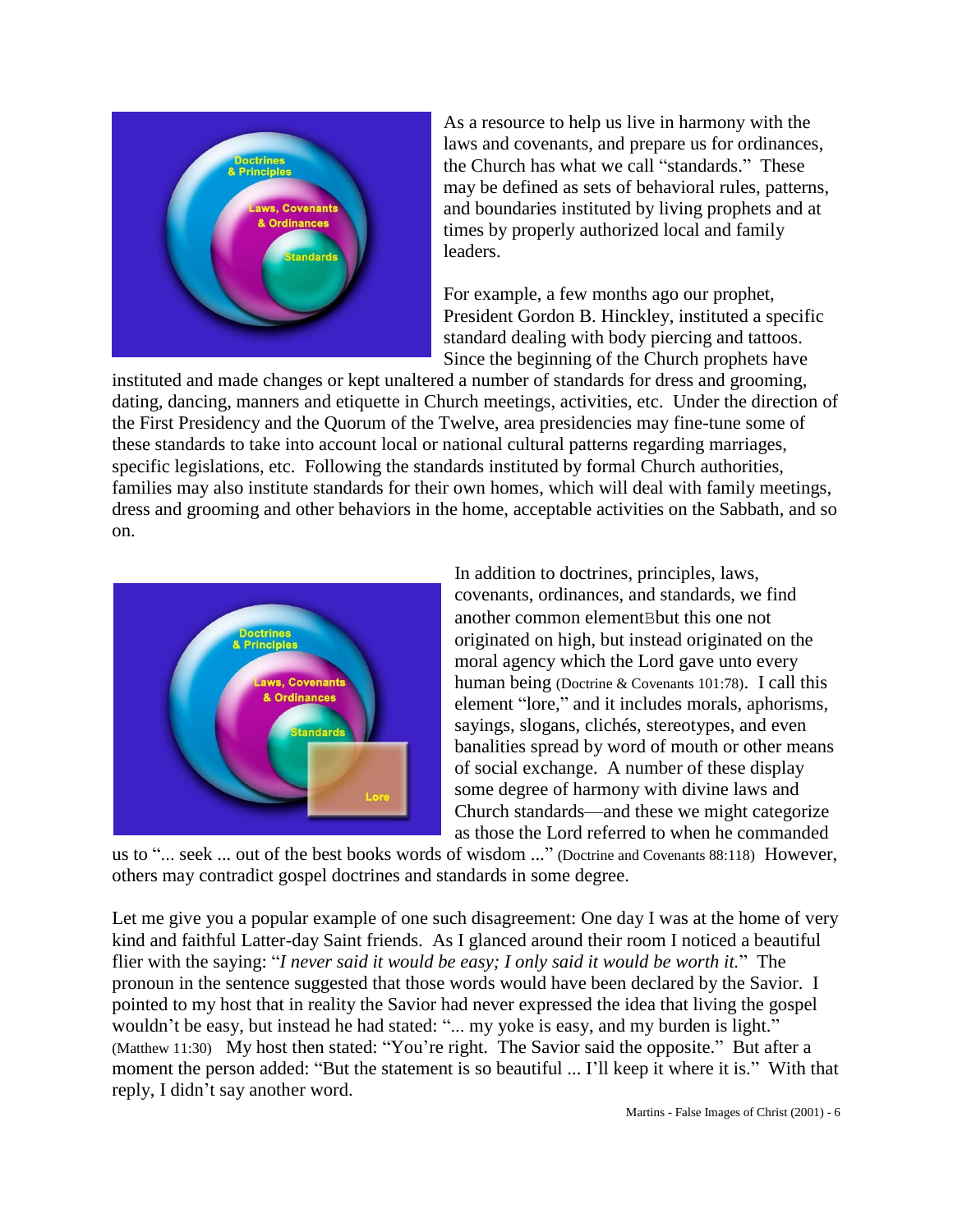As a resource to help us live in harmony with the laws and covenants, and prepare us for ordinances, the Church has what we call "standards." These may be defined as sets of behavioral rules, patterns, and boundaries instituted by living prophets and at times by properly authorized local and family leaders.

For example, a few months ago our prophet, President Gordon B. Hinckley, instituted a specific standard dealing with body piercing and tattoos. Since the beginning of the Church prophets have instituted and made changes or kept unaltered a number of standards for dress and grooming, dating, dancing, manners and etiquette in Church meetings, activities, etc. Under the direction of the First Presidency and the Quorum of the Twelve, area presidencies may fine-tune some of these standards to take into account local or national cultural patterns regarding marriages, specific legislations, etc. Following the standards instituted by formal Church authorities, families may also institute standards for their own homes, which will deal with family meetings, dress and grooming and other behaviors in the home, acceptable activities on the Sabbath, and so on.

In addition to doctrines, principles, laws, covenants, ordinances, and standards, we find another common elementBbut this one not originated on high, but instead originated on the moral agency which the Lord gave unto every human being (Doctrine & Covenants 101:78). I call this element "lore," and it includes morals, aphorisms, sayings, slogans, clichés, stereotypes, and even banalities spread by word of mouth or other means of social exchange. A number of these display some degree of harmony with divine laws and Church standards—and these we might categorize as those the Lord referred to when he commanded us to "... seek ... out of the best books words of wisdom ..." (Doctrine and Covenants 88:118) However, others may contradict gospel doctrines and standards in some degree.

Let me give you a popular example of one such disagreement: One day I was at the home of very kind and faithful Latter-day Saint friends. As I glanced around their room I noticed a beautiful flier with the saying: "*I never said it would be easy; I only said it would be worth it.*" The pronoun in the sentence suggested that those words would have been declared by the Savior. I pointed to my host that in reality the Savior had never expressed the idea that living the gospel wouldn't be easy, but instead he had stated: "... my yoke is easy, and my burden is light." (Matthew 11:30) My host then stated: "You're right. The Savior said the opposite." But after a moment the person added: "But the statement is so beautiful ... I'll keep it where it is." With that reply, I didn't say another word.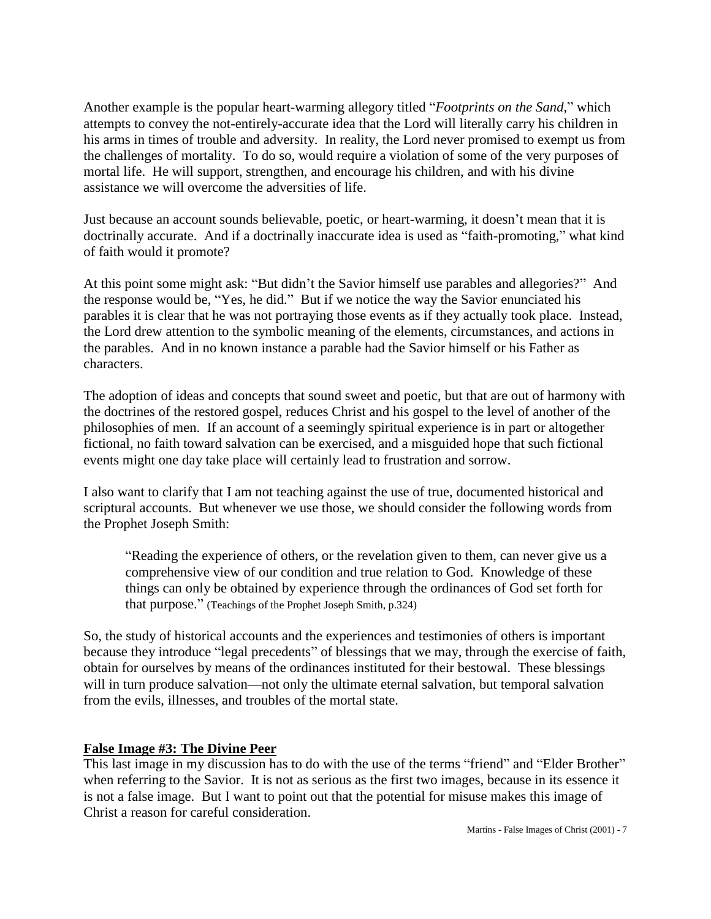Another example is the popular heart-warming allegory titled "*Footprints on the Sand*," which attempts to convey the not-entirely-accurate idea that the Lord will literally carry his children in his arms in times of trouble and adversity. In reality, the Lord never promised to exempt us from the challenges of mortality. To do so, would require a violation of some of the very purposes of mortal life. He will support, strengthen, and encourage his children, and with his divine assistance we will overcome the adversities of life.

Just because an account sounds believable, poetic, or heart-warming, it doesn't mean that it is doctrinally accurate. And if a doctrinally inaccurate idea is used as "faith-promoting," what kind of faith would it promote?

At this point some might ask: "But didn't the Savior himself use parables and allegories?" And the response would be, "Yes, he did." But if we notice the way the Savior enunciated his parables it is clear that he was not portraying those events as if they actually took place. Instead, the Lord drew attention to the symbolic meaning of the elements, circumstances, and actions in the parables. And in no known instance a parable had the Savior himself or his Father as characters.

The adoption of ideas and concepts that sound sweet and poetic, but that are out of harmony with the doctrines of the restored gospel, reduces Christ and his gospel to the level of another of the philosophies of men. If an account of a seemingly spiritual experience is in part or altogether fictional, no faith toward salvation can be exercised, and a misguided hope that such fictional events might one day take place will certainly lead to frustration and sorrow.

I also want to clarify that I am not teaching against the use of true, documented historical and scriptural accounts. But whenever we use those, we should consider the following words from the Prophet Joseph Smith:

> "Reading the experience of others, or the revelation given to them, can never give us a comprehensive view of our condition and true relation to God. Knowledge of these things can only be obtained by experience through the ordinances of God set forth for that purpose." (Teachings of the Prophet Joseph Smith, p.324)

So, the study of historical accounts and the experiences and testimonies of others is important because they introduce "legal precedents" of blessings that we may, through the exercise of faith, obtain for ourselves by means of the ordinances instituted for their bestowal. These blessings will in turn produce salvation—not only the ultimate eternal salvation, but temporal salvation from the evils, illnesses, and troubles of the mortal state.

## False Image #3: The Divine Peer

This last image in my discussion has to do with the use of the terms "friend" and "Elder Brother" when referring to the Savior. It is not as serious as the first two images, because in its essence it is not a false image. But I want to point out that the potential for misuse makes this image of Christ a reason for careful consideration.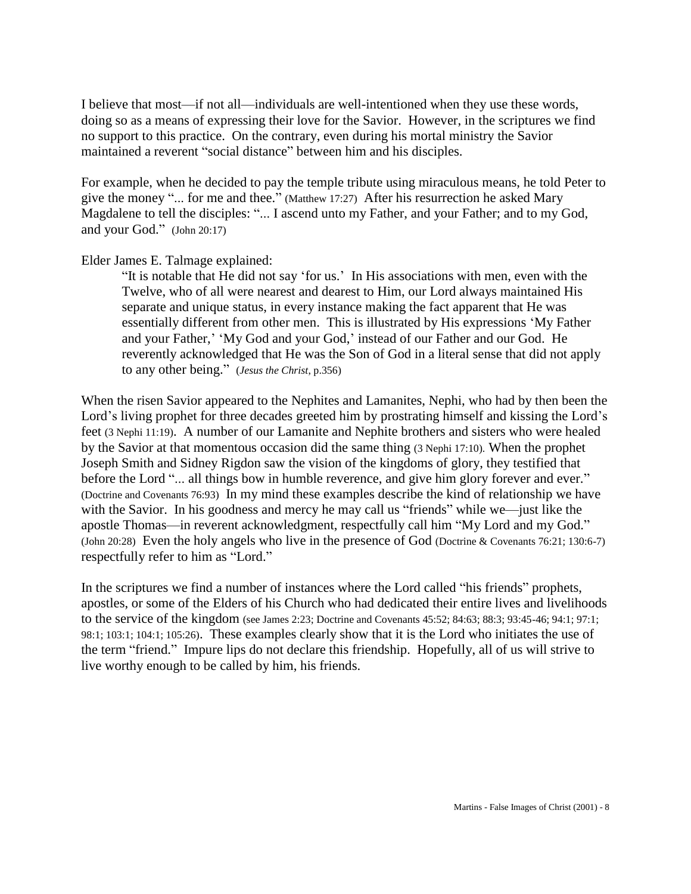I believe that most—if not all—individuals are well-intentioned when they use these words, doing so as a means of expressing their love for the Savior. However, in the scriptures we find no support to this practice. On the contrary, even during his mortal ministry the Savior maintained a reverent "social distance" between him and his disciples.

For example, when he decided to pay the temple tribute using miraculous means, he told Peter to give the money "... for me and thee." (Matthew 17:27) After his resurrection he asked Mary Magdalene to tell the disciples: "... I ascend unto my Father, and your Father; and to my God, and your God." (John 20:17)

Elder James E. Talmage explained:

> "It is notable that He did not say 'for us.' In His associations with men, even with the Twelve, who of all were nearest and dearest to Him, our Lord always maintained His separate and unique status, in every instance making the fact apparent that He was essentially different from other men. This is illustrated by His expressions 'My Father and your Father,' 'My God and your God,' instead of our Father and our God. He reverently acknowledged that He was the Son of God in a literal sense that did not apply to any other being." (*Jesus the Christ*, p.356)

When the risen Savior appeared to the Nephites and Lamanites, Nephi, who had by then been the Lord's living prophet for three decades greeted him by prostrating himself and kissing the Lord's feet (3 Nephi 11:19). A number of our Lamanite and Nephite brothers and sisters who were healed by the Savior at that momentous occasion did the same thing (3 Nephi 17:10). When the prophet Joseph Smith and Sidney Rigdon saw the vision of the kingdoms of glory, they testified that before the Lord "... all things bow in humble reverence, and give him glory forever and ever." (Doctrine and Covenants 76:93) In my mind these examples describe the kind of relationship we have with the Savior. In his goodness and mercy he may call us "friends" while we—just like the apostle Thomas—in reverent acknowledgment, respectfully call him "My Lord and my God." (John 20:28) Even the holy angels who live in the presence of God (Doctrine & Covenants 76:21; 130:6-7) respectfully refer to him as "Lord."

In the scriptures we find a number of instances where the Lord called "his friends" prophets, apostles, or some of the Elders of his Church who had dedicated their entire lives and livelihoods to the service of the kingdom (see James 2:23; Doctrine and Covenants 45:52; 84:63; 88:3; 93:45-46; 94:1; 97:1; 98:1; 103:1; 104:1; 105:26). These examples clearly show that it is the Lord who initiates the use of the term "friend." Impure lips do not declare this friendship. Hopefully, all of us will strive to live worthy enough to be called by him, his friends.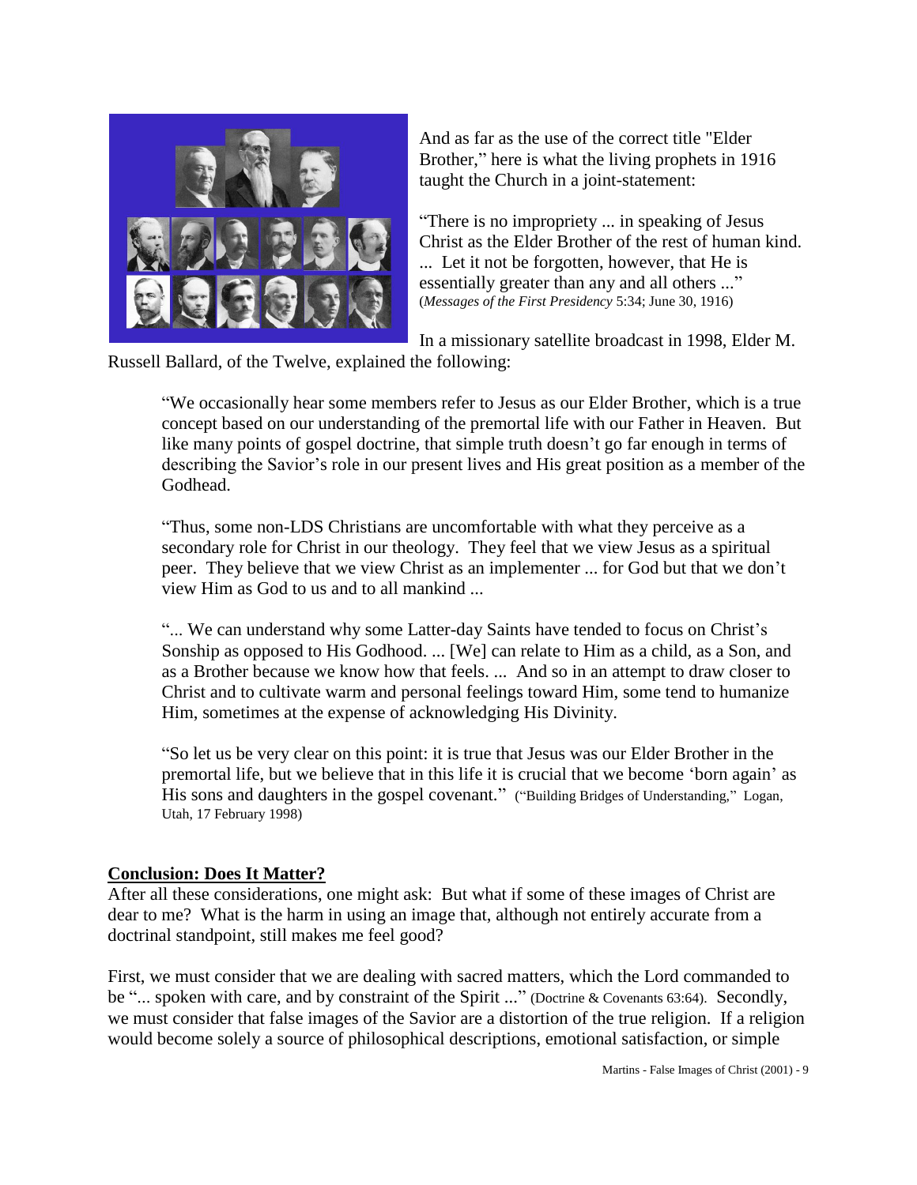And as far as the use of the correct title "Elder Brother," here is what the living prophets in 1916 taught the Church in a joint-statement:

"There is no impropriety ... in speaking of Jesus Christ as the Elder Brother of the rest of human kind. ... Let it not be forgotten, however, that He is essentially greater than any and all others ..." (*Messages of the First Presidency* 5:34; June 30, 1916)

In a missionary satellite broadcast in 1998, Elder M. Russell Ballard, of the Twelve, explained the following:

> "We occasionally hear some members refer to Jesus as our Elder Brother, which is a true concept based on our understanding of the premortal life with our Father in Heaven. But like many points of gospel doctrine, that simple truth doesn't go far enough in terms of describing the Savior's role in our present lives and His great position as a member of the Godhead.
>
> "Thus, some non-LDS Christians are uncomfortable with what they perceive as a secondary role for Christ in our theology. They feel that we view Jesus as a spiritual peer. They believe that we view Christ as an implementer ... for God but that we don't view Him as God to us and to all mankind ...
>
> "... We can understand why some Latter-day Saints have tended to focus on Christ's Sonship as opposed to His Godhood. ... [We] can relate to Him as a child, as a Son, and as a Brother because we know how that feels. ... And so in an attempt to draw closer to Christ and to cultivate warm and personal feelings toward Him, some tend to humanize Him, sometimes at the expense of acknowledging His Divinity.
>
> "So let us be very clear on this point: it is true that Jesus was our Elder Brother in the premortal life, but we believe that in this life it is crucial that we become 'born again' as His sons and daughters in the gospel covenant." ("Building Bridges of Understanding," Logan, Utah, 17 February 1998)

## Conclusion: Does It Matter?

After all these considerations, one might ask: But what if some of these images of Christ are dear to me? What is the harm in using an image that, although not entirely accurate from a doctrinal standpoint, still makes me feel good?

First, we must consider that we are dealing with sacred matters, which the Lord commanded to be "... spoken with care, and by constraint of the Spirit ..." (Doctrine & Covenants 63:64). Secondly, we must consider that false images of the Savior are a distortion of the true religion. If a religion would become solely a source of philosophical descriptions, emotional satisfaction, or simple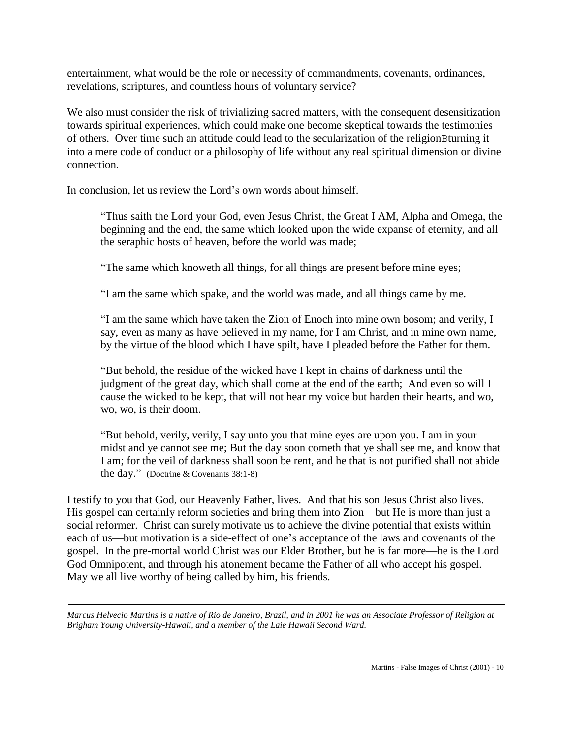entertainment, what would be the role or necessity of commandments, covenants, ordinances, revelations, scriptures, and countless hours of voluntary service?

We also must consider the risk of trivializing sacred matters, with the consequent desensitization towards spiritual experiences, which could make one become skeptical towards the testimonies of others. Over time such an attitude could lead to the secularization of the religionBturning it into a mere code of conduct or a philosophy of life without any real spiritual dimension or divine connection.

In conclusion, let us review the Lord's own words about himself.

> "Thus saith the Lord your God, even Jesus Christ, the Great I AM, Alpha and Omega, the beginning and the end, the same which looked upon the wide expanse of eternity, and all the seraphic hosts of heaven, before the world was made;
>
> "The same which knoweth all things, for all things are present before mine eyes;
>
> "I am the same which spake, and the world was made, and all things came by me.
>
> "I am the same which have taken the Zion of Enoch into mine own bosom; and verily, I say, even as many as have believed in my name, for I am Christ, and in mine own name, by the virtue of the blood which I have spilt, have I pleaded before the Father for them.
>
> "But behold, the residue of the wicked have I kept in chains of darkness until the judgment of the great day, which shall come at the end of the earth; And even so will I cause the wicked to be kept, that will not hear my voice but harden their hearts, and wo, wo, wo, is their doom.
>
> "But behold, verily, verily, I say unto you that mine eyes are upon you. I am in your midst and ye cannot see me; But the day soon cometh that ye shall see me, and know that I am; for the veil of darkness shall soon be rent, and he that is not purified shall not abide the day." (Doctrine & Covenants 38:1-8)

I testify to you that God, our Heavenly Father, lives. And that his son Jesus Christ also lives. His gospel can certainly reform societies and bring them into Zion—but He is more than just a social reformer. Christ can surely motivate us to achieve the divine potential that exists within each of us—but motivation is a side-effect of one's acceptance of the laws and covenants of the gospel. In the pre-mortal world Christ was our Elder Brother, but he is far more—he is the Lord God Omnipotent, and through his atonement became the Father of all who accept his gospel. May we all live worthy of being called by him, his friends.

---

*Marcus Helvecio Martins is a native of Rio de Janeiro, Brazil, and in 2001 he was an Associate Professor of Religion at Brigham Young University-Hawaii, and a member of the Laie Hawaii Second Ward.*